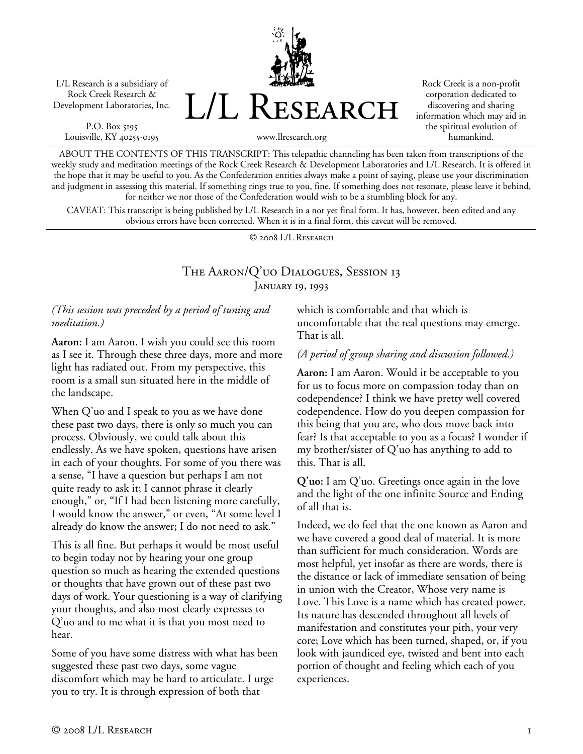L/L Research is a subsidiary of Rock Creek Research & Development Laboratories, Inc.

P.O. Box 5195
Louisville, KY 40255-0195

# L/L Research

www.llresearch.org

Rock Creek is a non-profit corporation dedicated to discovering and sharing information which may aid in the spiritual evolution of humankind.

ABOUT THE CONTENTS OF THIS TRANSCRIPT: This telepathic channeling has been taken from transcriptions of the weekly study and meditation meetings of the Rock Creek Research & Development Laboratories and L/L Research. It is offered in the hope that it may be useful to you. As the Confederation entities always make a point of saying, please use your discrimination and judgment in assessing this material. If something rings true to you, fine. If something does not resonate, please leave it behind, for neither we nor those of the Confederation would wish to be a stumbling block for any.

CAVEAT: This transcript is being published by L/L Research in a not yet final form. It has, however, been edited and any obvious errors have been corrected. When it is in a final form, this caveat will be removed.

© 2008 L/L Research

## The Aaron/Q'uo Dialogues, Session 13
### January 19, 1993

*(This session was preceded by a period of tuning and meditation.)*

**Aaron:** I am Aaron. I wish you could see this room as I see it. Through these three days, more and more light has radiated out. From my perspective, this room is a small sun situated here in the middle of the landscape.

When Q'uo and I speak to you as we have done these past two days, there is only so much you can process. Obviously, we could talk about this endlessly. As we have spoken, questions have arisen in each of your thoughts. For some of you there was a sense, "I have a question but perhaps I am not quite ready to ask it; I cannot phrase it clearly enough," or, "If I had been listening more carefully, I would know the answer," or even, "At some level I already do know the answer; I do not need to ask."

This is all fine. But perhaps it would be most useful to begin today not by hearing your one group question so much as hearing the extended questions or thoughts that have grown out of these past two days of work. Your questioning is a way of clarifying your thoughts, and also most clearly expresses to Q'uo and to me what it is that you most need to hear.

Some of you have some distress with what has been suggested these past two days, some vague discomfort which may be hard to articulate. I urge you to try. It is through expression of both that which is comfortable and that which is uncomfortable that the real questions may emerge. That is all.

*(A period of group sharing and discussion followed.)*

**Aaron:** I am Aaron. Would it be acceptable to you for us to focus more on compassion today than on codependence? I think we have pretty well covered codependence. How do you deepen compassion for this being that you are, who does move back into fear? Is that acceptable to you as a focus? I wonder if my brother/sister of Q'uo has anything to add to this. That is all.

**Q'uo:** I am Q'uo. Greetings once again in the love and the light of the one infinite Source and Ending of all that is.

Indeed, we do feel that the one known as Aaron and we have covered a good deal of material. It is more than sufficient for much consideration. Words are most helpful, yet insofar as there are words, there is the distance or lack of immediate sensation of being in union with the Creator, Whose very name is Love. This Love is a name which has created power. Its nature has descended throughout all levels of manifestation and constitutes your pith, your very core; Love which has been turned, shaped, or, if you look with jaundiced eye, twisted and bent into each portion of thought and feeling which each of you experiences.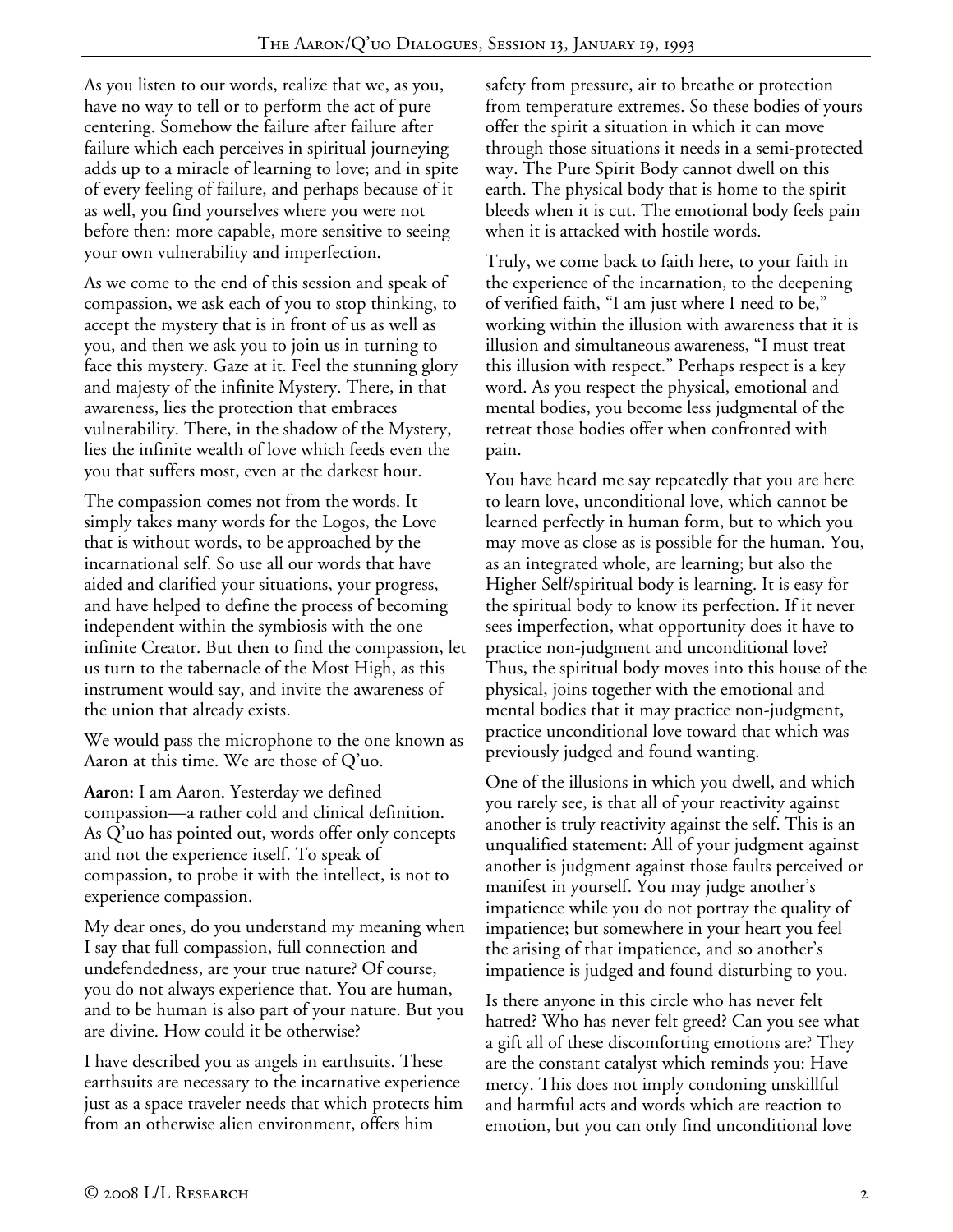As you listen to our words, realize that we, as you, have no way to tell or to perform the act of pure centering. Somehow the failure after failure after failure which each perceives in spiritual journeying adds up to a miracle of learning to love; and in spite of every feeling of failure, and perhaps because of it as well, you find yourselves where you were not before then: more capable, more sensitive to seeing your own vulnerability and imperfection.

As we come to the end of this session and speak of compassion, we ask each of you to stop thinking, to accept the mystery that is in front of us as well as you, and then we ask you to join us in turning to face this mystery. Gaze at it. Feel the stunning glory and majesty of the infinite Mystery. There, in that awareness, lies the protection that embraces vulnerability. There, in the shadow of the Mystery, lies the infinite wealth of love which feeds even the you that suffers most, even at the darkest hour.

The compassion comes not from the words. It simply takes many words for the Logos, the Love that is without words, to be approached by the incarnational self. So use all our words that have aided and clarified your situations, your progress, and have helped to define the process of becoming independent within the symbiosis with the one infinite Creator. But then to find the compassion, let us turn to the tabernacle of the Most High, as this instrument would say, and invite the awareness of the union that already exists.

We would pass the microphone to the one known as Aaron at this time. We are those of Q'uo.

**Aaron:** I am Aaron. Yesterday we defined compassion—a rather cold and clinical definition. As Q'uo has pointed out, words offer only concepts and not the experience itself. To speak of compassion, to probe it with the intellect, is not to experience compassion.

My dear ones, do you understand my meaning when I say that full compassion, full connection and undefendedness, are your true nature? Of course, you do not always experience that. You are human, and to be human is also part of your nature. But you are divine. How could it be otherwise?

I have described you as angels in earthsuits. These earthsuits are necessary to the incarnative experience just as a space traveler needs that which protects him from an otherwise alien environment, offers him safety from pressure, air to breathe or protection from temperature extremes. So these bodies of yours offer the spirit a situation in which it can move through those situations it needs in a semi-protected way. The Pure Spirit Body cannot dwell on this earth. The physical body that is home to the spirit bleeds when it is cut. The emotional body feels pain when it is attacked with hostile words.

Truly, we come back to faith here, to your faith in the experience of the incarnation, to the deepening of verified faith, "I am just where I need to be," working within the illusion with awareness that it is illusion and simultaneous awareness, "I must treat this illusion with respect." Perhaps respect is a key word. As you respect the physical, emotional and mental bodies, you become less judgmental of the retreat those bodies offer when confronted with pain.

You have heard me say repeatedly that you are here to learn love, unconditional love, which cannot be learned perfectly in human form, but to which you may move as close as is possible for the human. You, as an integrated whole, are learning; but also the Higher Self/spiritual body is learning. It is easy for the spiritual body to know its perfection. If it never sees imperfection, what opportunity does it have to practice non-judgment and unconditional love? Thus, the spiritual body moves into this house of the physical, joins together with the emotional and mental bodies that it may practice non-judgment, practice unconditional love toward that which was previously judged and found wanting.

One of the illusions in which you dwell, and which you rarely see, is that all of your reactivity against another is truly reactivity against the self. This is an unqualified statement: All of your judgment against another is judgment against those faults perceived or manifest in yourself. You may judge another's impatience while you do not portray the quality of impatience; but somewhere in your heart you feel the arising of that impatience, and so another's impatience is judged and found disturbing to you.

Is there anyone in this circle who has never felt hatred? Who has never felt greed? Can you see what a gift all of these discomforting emotions are? They are the constant catalyst which reminds you: Have mercy. This does not imply condoning unskillful and harmful acts and words which are reaction to emotion, but you can only find unconditional love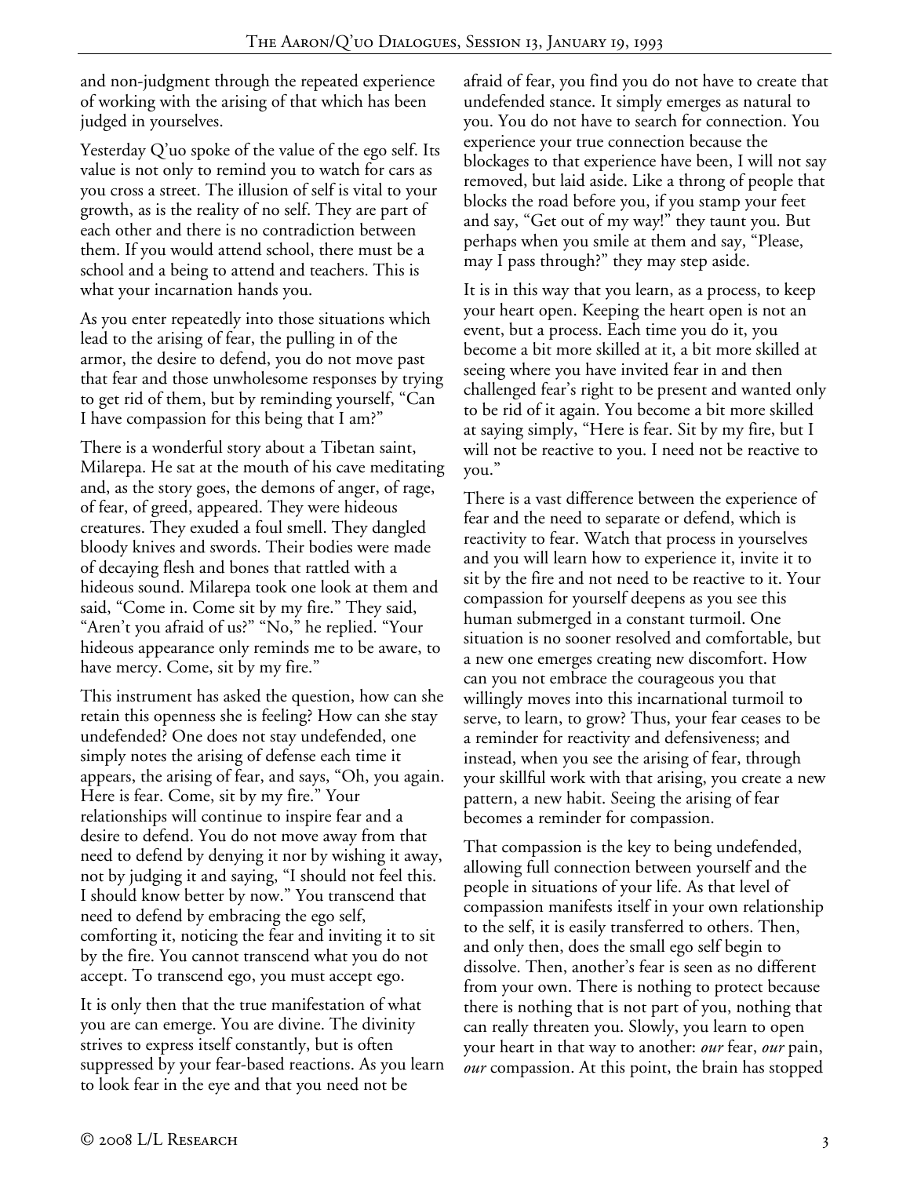and non-judgment through the repeated experience of working with the arising of that which has been judged in yourselves.

Yesterday Q'uo spoke of the value of the ego self. Its value is not only to remind you to watch for cars as you cross a street. The illusion of self is vital to your growth, as is the reality of no self. They are part of each other and there is no contradiction between them. If you would attend school, there must be a school and a being to attend and teachers. This is what your incarnation hands you.

As you enter repeatedly into those situations which lead to the arising of fear, the pulling in of the armor, the desire to defend, you do not move past that fear and those unwholesome responses by trying to get rid of them, but by reminding yourself, "Can I have compassion for this being that I am?"

There is a wonderful story about a Tibetan saint, Milarepa. He sat at the mouth of his cave meditating and, as the story goes, the demons of anger, of rage, of fear, of greed, appeared. They were hideous creatures. They exuded a foul smell. They dangled bloody knives and swords. Their bodies were made of decaying flesh and bones that rattled with a hideous sound. Milarepa took one look at them and said, "Come in. Come sit by my fire." They said, "Aren't you afraid of us?" "No," he replied. "Your hideous appearance only reminds me to be aware, to have mercy. Come, sit by my fire."

This instrument has asked the question, how can she retain this openness she is feeling? How can she stay undefended? One does not stay undefended, one simply notes the arising of defense each time it appears, the arising of fear, and says, "Oh, you again. Here is fear. Come, sit by my fire." Your relationships will continue to inspire fear and a desire to defend. You do not move away from that need to defend by denying it nor by wishing it away, not by judging it and saying, "I should not feel this. I should know better by now." You transcend that need to defend by embracing the ego self, comforting it, noticing the fear and inviting it to sit by the fire. You cannot transcend what you do not accept. To transcend ego, you must accept ego.

It is only then that the true manifestation of what you are can emerge. You are divine. The divinity strives to express itself constantly, but is often suppressed by your fear-based reactions. As you learn to look fear in the eye and that you need not be afraid of fear, you find you do not have to create that undefended stance. It simply emerges as natural to you. You do not have to search for connection. You experience your true connection because the blockages to that experience have been, I will not say removed, but laid aside. Like a throng of people that blocks the road before you, if you stamp your feet and say, "Get out of my way!" they taunt you. But perhaps when you smile at them and say, "Please, may I pass through?" they may step aside.

It is in this way that you learn, as a process, to keep your heart open. Keeping the heart open is not an event, but a process. Each time you do it, you become a bit more skilled at it, a bit more skilled at seeing where you have invited fear in and then challenged fear's right to be present and wanted only to be rid of it again. You become a bit more skilled at saying simply, "Here is fear. Sit by my fire, but I will not be reactive to you. I need not be reactive to you."

There is a vast difference between the experience of fear and the need to separate or defend, which is reactivity to fear. Watch that process in yourselves and you will learn how to experience it, invite it to sit by the fire and not need to be reactive to it. Your compassion for yourself deepens as you see this human submerged in a constant turmoil. One situation is no sooner resolved and comfortable, but a new one emerges creating new discomfort. How can you not embrace the courageous you that willingly moves into this incarnational turmoil to serve, to learn, to grow? Thus, your fear ceases to be a reminder for reactivity and defensiveness; and instead, when you see the arising of fear, through your skillful work with that arising, you create a new pattern, a new habit. Seeing the arising of fear becomes a reminder for compassion.

That compassion is the key to being undefended, allowing full connection between yourself and the people in situations of your life. As that level of compassion manifests itself in your own relationship to the self, it is easily transferred to others. Then, and only then, does the small ego self begin to dissolve. Then, another's fear is seen as no different from your own. There is nothing to protect because there is nothing that is not part of you, nothing that can really threaten you. Slowly, you learn to open your heart in that way to another: *our* fear, *our* pain, *our* compassion. At this point, the brain has stopped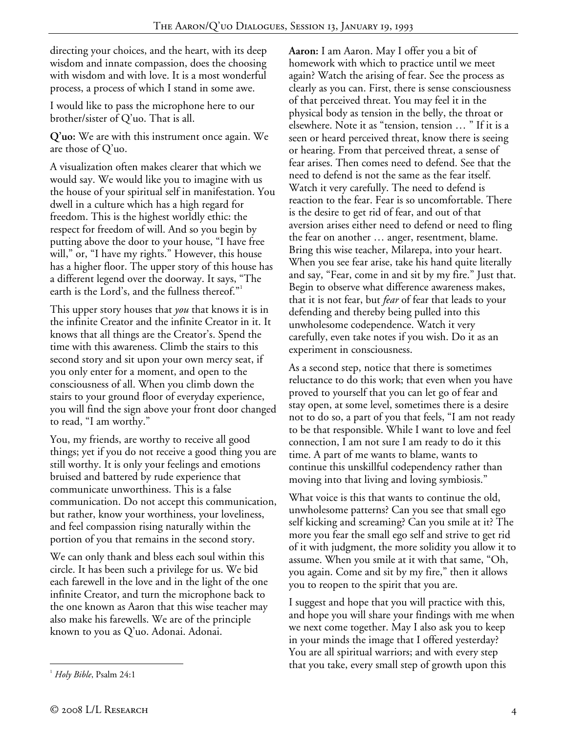directing your choices, and the heart, with its deep wisdom and innate compassion, does the choosing with wisdom and with love. It is a most wonderful process, a process of which I stand in some awe.

I would like to pass the microphone here to our brother/sister of Q'uo. That is all.

**Q'uo:** We are with this instrument once again. We are those of Q'uo.

A visualization often makes clearer that which we would say. We would like you to imagine with us the house of your spiritual self in manifestation. You dwell in a culture which has a high regard for freedom. This is the highest worldly ethic: the respect for freedom of will. And so you begin by putting above the door to your house, "I have free will," or, "I have my rights." However, this house has a higher floor. The upper story of this house has a different legend over the doorway. It says, "The earth is the Lord's, and the fullness thereof."[1]

This upper story houses that *you* that knows it is in the infinite Creator and the infinite Creator in it. It knows that all things are the Creator's. Spend the time with this awareness. Climb the stairs to this second story and sit upon your own mercy seat, if you only enter for a moment, and open to the consciousness of all. When you climb down the stairs to your ground floor of everyday experience, you will find the sign above your front door changed to read, "I am worthy."

You, my friends, are worthy to receive all good things; yet if you do not receive a good thing you are still worthy. It is only your feelings and emotions bruised and battered by rude experience that communicate unworthiness. This is a false communication. Do not accept this communication, but rather, know your worthiness, your loveliness, and feel compassion rising naturally within the portion of you that remains in the second story.

We can only thank and bless each soul within this circle. It has been such a privilege for us. We bid each farewell in the love and in the light of the one infinite Creator, and turn the microphone back to the one known as Aaron that this wise teacher may also make his farewells. We are of the principle known to you as Q'uo. Adonai. Adonai.

**Aaron:** I am Aaron. May I offer you a bit of homework with which to practice until we meet again? Watch the arising of fear. See the process as clearly as you can. First, there is sense consciousness of that perceived threat. You may feel it in the physical body as tension in the belly, the throat or elsewhere. Note it as "tension, tension … " If it is a seen or heard perceived threat, know there is seeing or hearing. From that perceived threat, a sense of fear arises. Then comes need to defend. See that the need to defend is not the same as the fear itself. Watch it very carefully. The need to defend is reaction to the fear. Fear is so uncomfortable. There is the desire to get rid of fear, and out of that aversion arises either need to defend or need to fling the fear on another … anger, resentment, blame. Bring this wise teacher, Milarepa, into your heart. When you see fear arise, take his hand quite literally and say, "Fear, come in and sit by my fire." Just that. Begin to observe what difference awareness makes, that it is not fear, but *fear* of fear that leads to your defending and thereby being pulled into this unwholesome codependence. Watch it very carefully, even take notes if you wish. Do it as an experiment in consciousness.

As a second step, notice that there is sometimes reluctance to do this work; that even when you have proved to yourself that you can let go of fear and stay open, at some level, sometimes there is a desire not to do so, a part of you that feels, "I am not ready to be that responsible. While I want to love and feel connection, I am not sure I am ready to do it this time. A part of me wants to blame, wants to continue this unskillful codependency rather than moving into that living and loving symbiosis."

What voice is this that wants to continue the old, unwholesome patterns? Can you see that small ego self kicking and screaming? Can you smile at it? The more you fear the small ego self and strive to get rid of it with judgment, the more solidity you allow it to assume. When you smile at it with that same, "Oh, you again. Come and sit by my fire," then it allows you to reopen to the spirit that you are.

I suggest and hope that you will practice with this, and hope you will share your findings with me when we next come together. May I also ask you to keep in your minds the image that I offered yesterday? You are all spiritual warriors; and with every step that you take, every small step of growth upon this

[1] *Holy Bible*, Psalm 24:1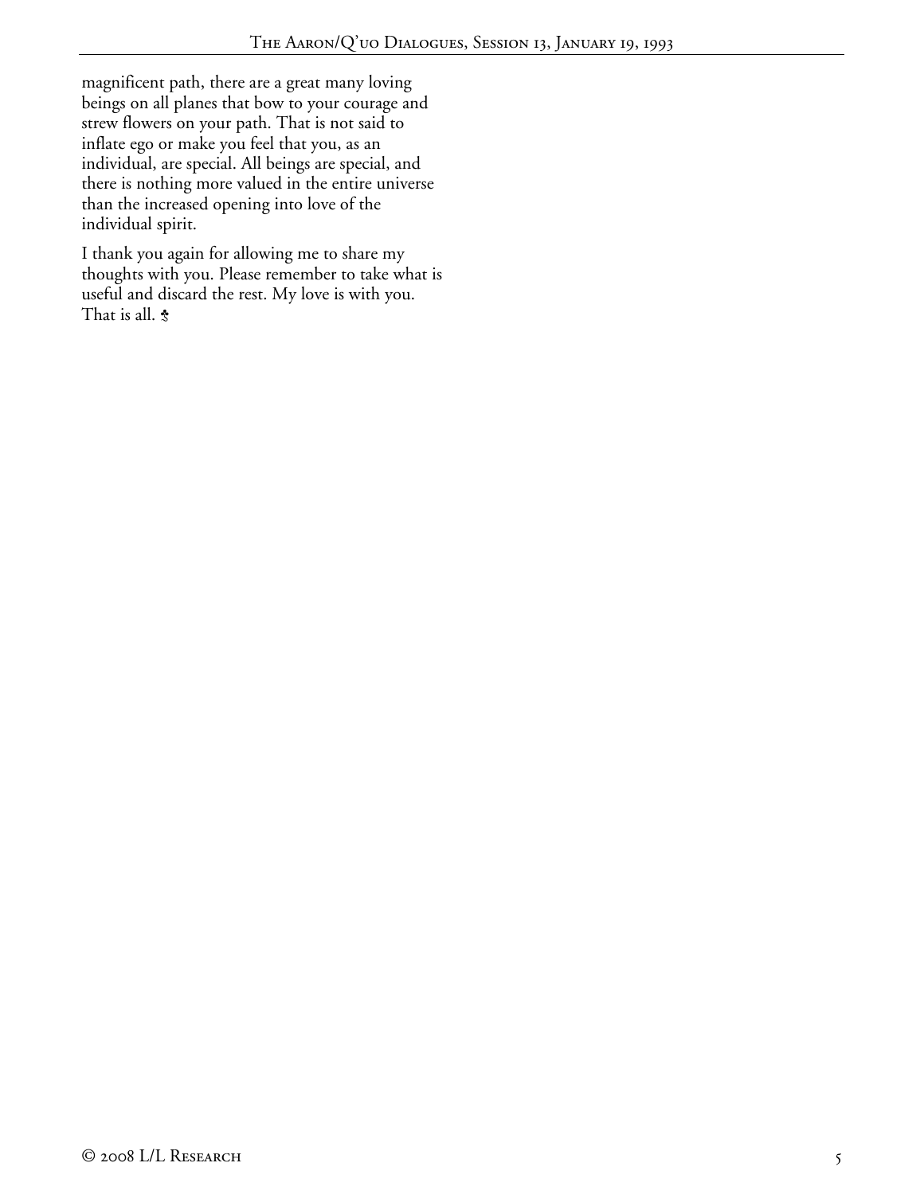magnificent path, there are a great many loving beings on all planes that bow to your courage and strew flowers on your path. That is not said to inflate ego or make you feel that you, as an individual, are special. All beings are special, and there is nothing more valued in the entire universe than the increased opening into love of the individual spirit.

I thank you again for allowing me to share my thoughts with you. Please remember to take what is useful and discard the rest. My love is with you. That is all. ♣